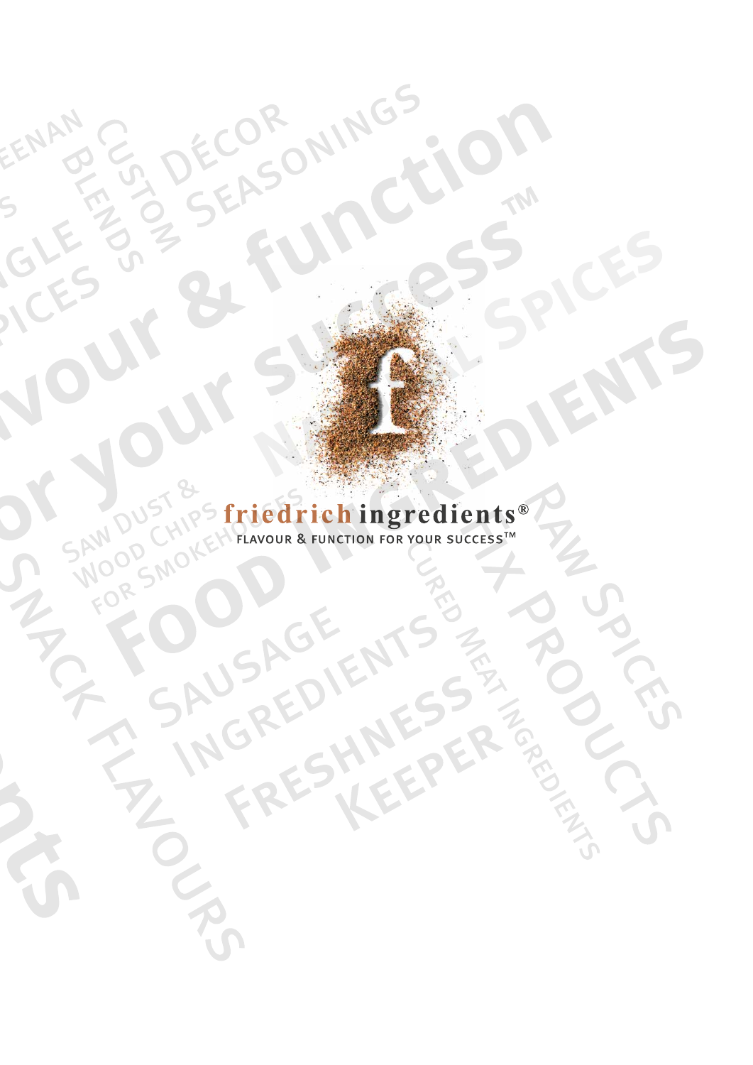# friedrich ingredients®

FLAVOUR & FUNCTION FOR YOUR SUCCESS™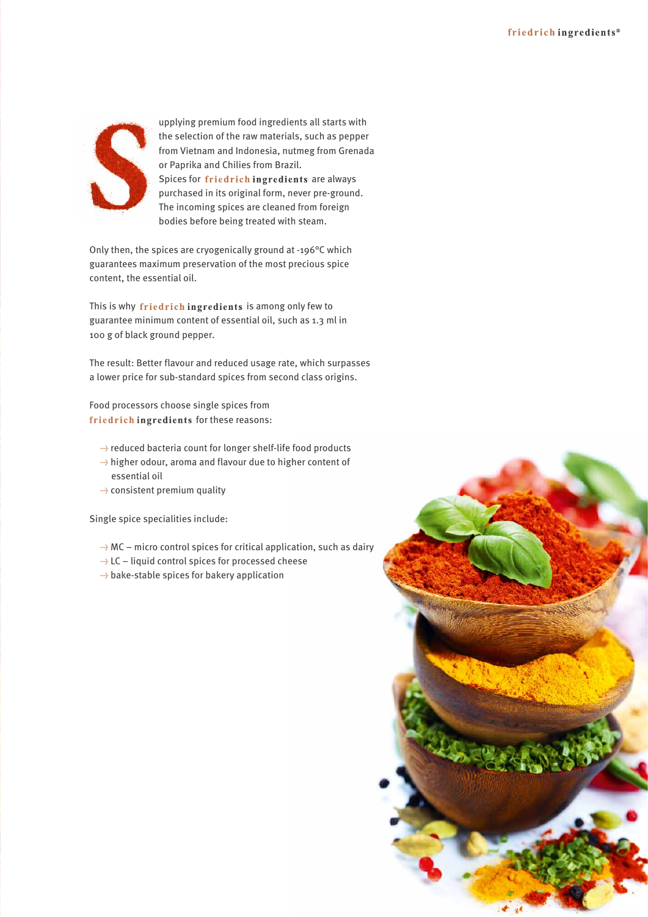Supplying premium food ingredients all starts with the selection of the raw materials, such as pepper from Vietnam and Indonesia, nutmeg from Grenada or Paprika and Chilies from Brazil. Spices for **friedrich ingredients** are always purchased in its original form, never pre-ground. The incoming spices are cleaned from foreign bodies before being treated with steam.

Only then, the spices are cryogenically ground at -196°C which guarantees maximum preservation of the most precious spice content, the essential oil.

This is why **friedrich ingredients** is among only few to guarantee minimum content of essential oil, such as 1.3 ml in 100 g of black ground pepper.

The result: Better flavour and reduced usage rate, which surpasses a lower price for sub-standard spices from second class origins.

Food processors choose single spices from **friedrich ingredients** for these reasons:

- reduced bacteria count for longer shelf-life food products
- higher odour, aroma and flavour due to higher content of essential oil
- consistent premium quality

Single spice specialities include:

- MC – micro control spices for critical application, such as dairy
- LC – liquid control spices for processed cheese
- bake-stable spices for bakery application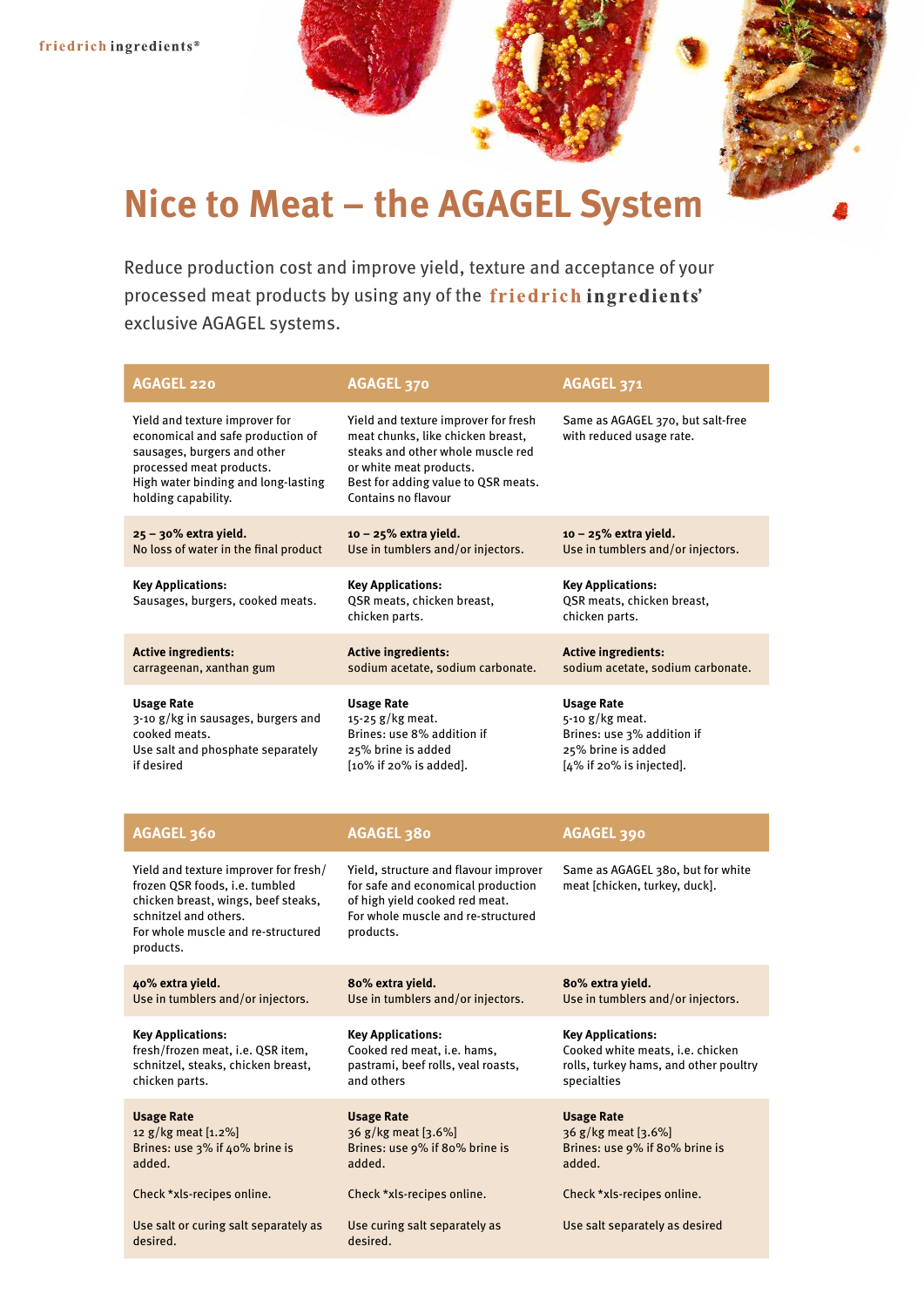# Nice to Meat – the AGAGEL System

Reduce production cost and improve yield, texture and acceptance of your processed meat products by using any of the **friedrich ingredients'** exclusive AGAGEL systems.

| AGAGEL 220 | AGAGEL 370 | AGAGEL 371 |
|---|---|---|
| Yield and texture improver for economical and safe production of sausages, burgers and other processed meat products. High water binding and long-lasting holding capability. | Yield and texture improver for fresh meat chunks, like chicken breast, steaks and other whole muscle red or white meat products. Best for adding value to QSR meats. Contains no flavour | Same as AGAGEL 370, but salt-free with reduced usage rate. |
| **25 – 30% extra yield.** No loss of water in the final product | **10 – 25% extra yield.** Use in tumblers and/or injectors. | **10 – 25% extra yield.** Use in tumblers and/or injectors. |
| **Key Applications:** Sausages, burgers, cooked meats. | **Key Applications:** QSR meats, chicken breast, chicken parts. | **Key Applications:** QSR meats, chicken breast, chicken parts. |
| **Active ingredients:** carrageenan, xanthan gum | **Active ingredients:** sodium acetate, sodium carbonate. | **Active ingredients:** sodium acetate, sodium carbonate. |
| **Usage Rate** 3-10 g/kg in sausages, burgers and cooked meats. Use salt and phosphate separately if desired | **Usage Rate** 15-25 g/kg meat. Brines: use 8% addition if 25% brine is added [10% if 20% is added]. | **Usage Rate** 5-10 g/kg meat. Brines: use 3% addition if 25% brine is added [4% if 20% is injected]. |

| AGAGEL 360 | AGAGEL 380 | AGAGEL 390 |
|---|---|---|
| Yield and texture improver for fresh/frozen QSR foods, i.e. tumbled chicken breast, wings, beef steaks, schnitzel and others. For whole muscle and re-structured products. | Yield, structure and flavour improver for safe and economical production of high yield cooked red meat. For whole muscle and re-structured products. | Same as AGAGEL 380, but for white meat [chicken, turkey, duck]. |
| **40% extra yield.** Use in tumblers and/or injectors. | **80% extra yield.** Use in tumblers and/or injectors. | **80% extra yield.** Use in tumblers and/or injectors. |
| **Key Applications:** fresh/frozen meat, i.e. QSR item, schnitzel, steaks, chicken breast, chicken parts. | **Key Applications:** Cooked red meat, i.e. hams, pastrami, beef rolls, veal roasts, and others | **Key Applications:** Cooked white meats, i.e. chicken rolls, turkey hams, and other poultry specialties |
| **Usage Rate** 12 g/kg meat [1.2%] Brines: use 3% if 40% brine is added. Check *xls-recipes online. Use salt or curing salt separately as desired. | **Usage Rate** 36 g/kg meat [3.6%] Brines: use 9% if 80% brine is added. Check *xls-recipes online. Use curing salt separately as desired. | **Usage Rate** 36 g/kg meat [3.6%] Brines: use 9% if 80% brine is added. Check *xls-recipes online. Use salt separately as desired |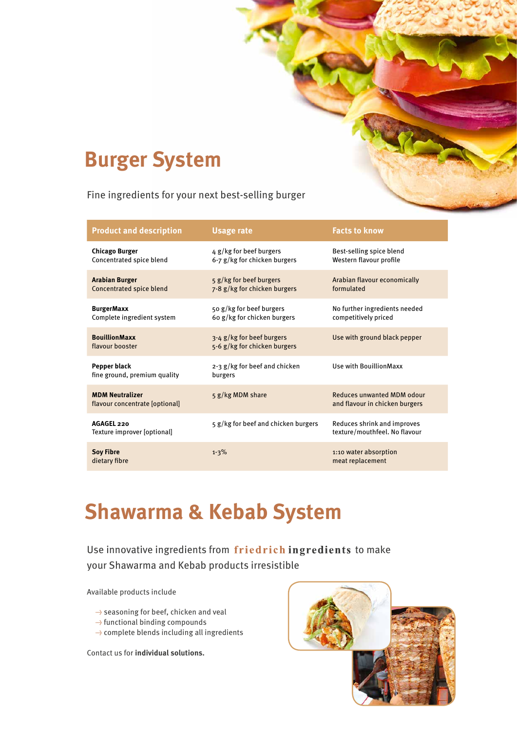# Burger System

Fine ingredients for your next best-selling burger

| Product and description | Usage rate | Facts to know |
|---|---|---|
| **Chicago Burger**<br>Concentrated spice blend | 4 g/kg for beef burgers<br>6-7 g/kg for chicken burgers | Best-selling spice blend<br>Western flavour profile |
| **Arabian Burger**<br>Concentrated spice blend | 5 g/kg for beef burgers<br>7-8 g/kg for chicken burgers | Arabian flavour economically formulated |
| **BurgerMaxx**<br>Complete ingredient system | 50 g/kg for beef burgers<br>60 g/kg for chicken burgers | No further ingredients needed<br>competitively priced |
| **BouillionMaxx**<br>flavour booster | 3-4 g/kg for beef burgers<br>5-6 g/kg for chicken burgers | Use with ground black pepper |
| **Pepper black**<br>fine ground, premium quality | 2-3 g/kg for beef and chicken burgers | Use with BouillionMaxx |
| **MDM Neutralizer**<br>flavour concentrate [optional] | 5 g/kg MDM share | Reduces unwanted MDM odour and flavour in chicken burgers |
| **AGAGEL 220**<br>Texture improver [optional] | 5 g/kg for beef and chicken burgers | Reduces shrink and improves texture/mouthfeel. No flavour |
| **Soy Fibre**<br>dietary fibre | 1-3% | 1:10 water absorption<br>meat replacement |

# Shawarma & Kebab System

Use innovative ingredients from **friedrich ingredients** to make your Shawarma and Kebab products irresistible

Available products include

- seasoning for beef, chicken and veal
- functional binding compounds
- complete blends including all ingredients

Contact us for **individual solutions.**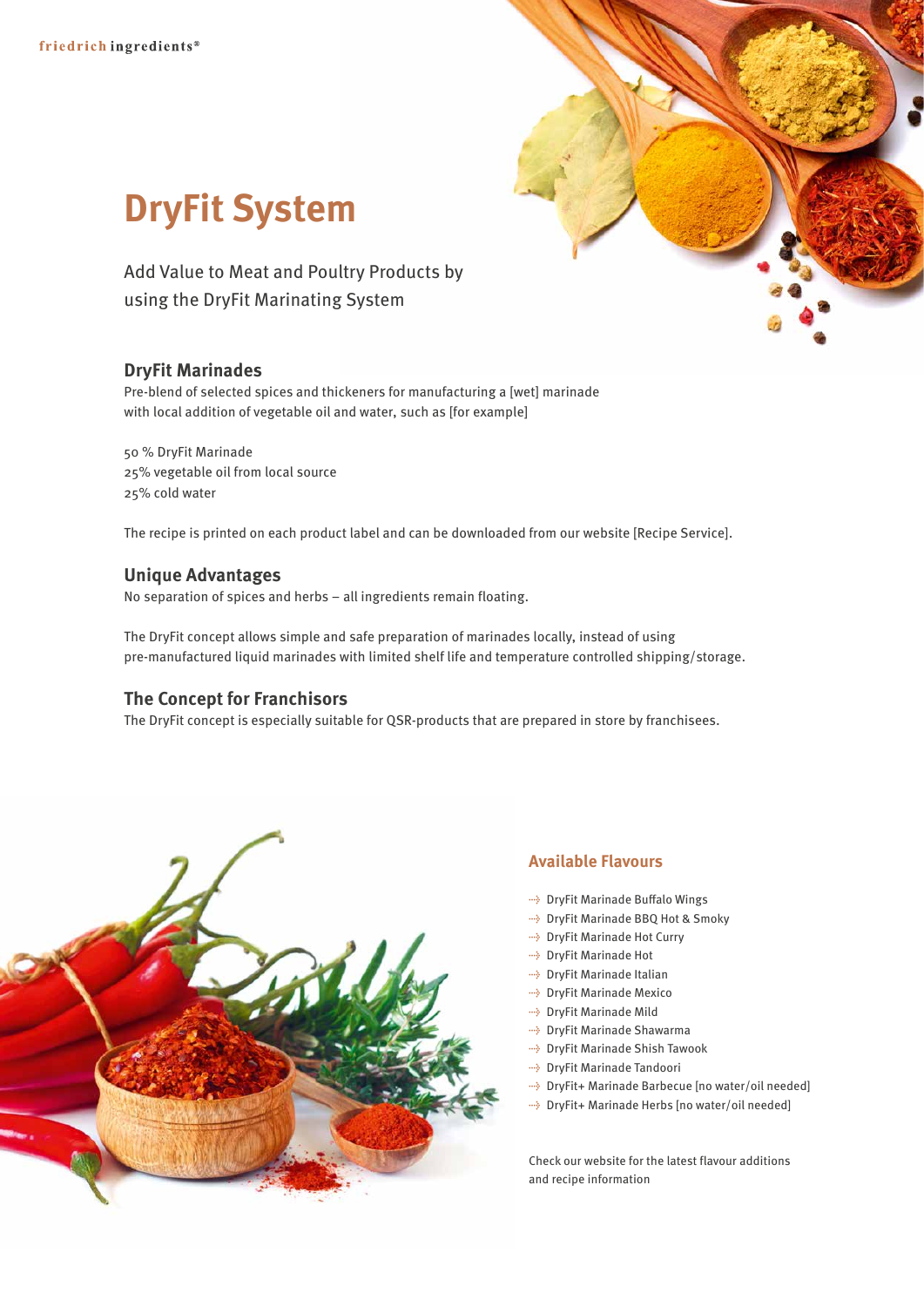# DryFit System

Add Value to Meat and Poultry Products by using the DryFit Marinating System

## DryFit Marinades

Pre-blend of selected spices and thickeners for manufacturing a [wet] marinade with local addition of vegetable oil and water, such as [for example]

50 % DryFit Marinade
25% vegetable oil from local source
25% cold water

The recipe is printed on each product label and can be downloaded from our website [Recipe Service].

## Unique Advantages

No separation of spices and herbs – all ingredients remain floating.

The DryFit concept allows simple and safe preparation of marinades locally, instead of using pre-manufactured liquid marinades with limited shelf life and temperature controlled shipping/storage.

## The Concept for Franchisors

The DryFit concept is especially suitable for QSR-products that are prepared in store by franchisees.

## Available Flavours

- DryFit Marinade Buffalo Wings
- DryFit Marinade BBQ Hot & Smoky
- DryFit Marinade Hot Curry
- DryFit Marinade Hot
- DryFit Marinade Italian
- DryFit Marinade Mexico
- DryFit Marinade Mild
- DryFit Marinade Shawarma
- DryFit Marinade Shish Tawook
- DryFit Marinade Tandoori
- DryFit+ Marinade Barbecue [no water/oil needed]
- DryFit+ Marinade Herbs [no water/oil needed]

Check our website for the latest flavour additions and recipe information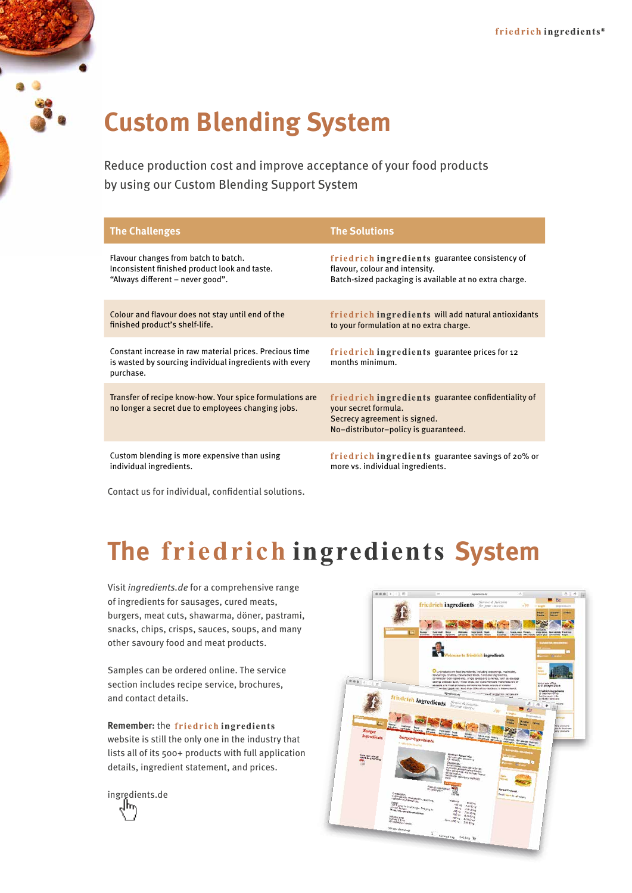# Custom Blending System

Reduce production cost and improve acceptance of your food products by using our Custom Blending Support System

| The Challenges | The Solutions |
| --- | --- |
| Flavour changes from batch to batch. Inconsistent finished product look and taste. “Always different – never good”. | friedrich ingredients guarantee consistency of flavour, colour and intensity. Batch-sized packaging is available at no extra charge. |
| Colour and flavour does not stay until end of the finished product’s shelf-life. | friedrich ingredients will add natural antioxidants to your formulation at no extra charge. |
| Constant increase in raw material prices. Precious time is wasted by sourcing individual ingredients with every purchase. | friedrich ingredients guarantee prices for 12 months minimum. |
| Transfer of recipe know-how. Your spice formulations are no longer a secret due to employees changing jobs. | friedrich ingredients guarantee confidentiality of your secret formula. Secrecy agreement is signed. No–distributor–policy is guaranteed. |
| Custom blending is more expensive than using individual ingredients. | friedrich ingredients guarantee savings of 20% or more vs. individual ingredients. |

Contact us for individual, confidential solutions.

# The friedrich ingredients System

Visit *ingredients.de* for a comprehensive range of ingredients for sausages, cured meats, burgers, meat cuts, shawarma, döner, pastrami, snacks, chips, crisps, sauces, soups, and many other savoury food and meat products.

Samples can be ordered online. The service section includes recipe service, brochures, and contact details.

**Remember:** the friedrich ingredients website is still the only one in the industry that lists all of its 500+ products with full application details, ingredient statement, and prices.

ingredients.de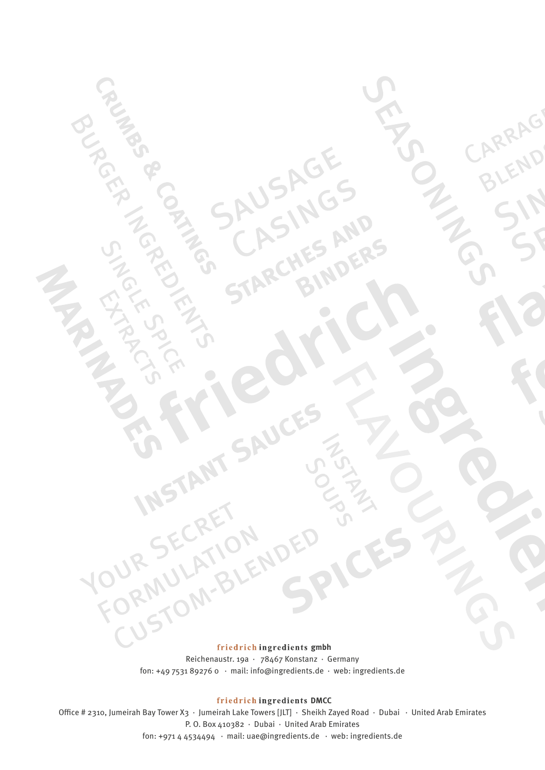CRUMBS & COATINGS
BURGER INGREDIENTS
SAUSAGE
CASINGS
STARCHES AND
BINDERS
SEASONINGS
CARRAGEENAN
BLENDS
SINGLE SPICE
EXTRACTS
MARINADES
friedrich ingredients
FLAVOURINGS
INSTANT SAUCES
INSTANT
SOUPS
YOUR SECRET
FORMULATION
CUSTOM-BLENDED
SPICES

**friedrich ingredients gmbh**
Reichenaustr. 19a · 78467 Konstanz · Germany
fon: +49 7531 89276 0 · mail: info@ingredients.de · web: ingredients.de

**friedrich ingredients DMCC**
Office # 2310, Jumeirah Bay Tower X3 · Jumeirah Lake Towers [JLT] · Sheikh Zayed Road · Dubai · United Arab Emirates
P. O. Box 410382 · Dubai · United Arab Emirates
fon: +971 4 4534494 · mail: uae@ingredients.de · web: ingredients.de